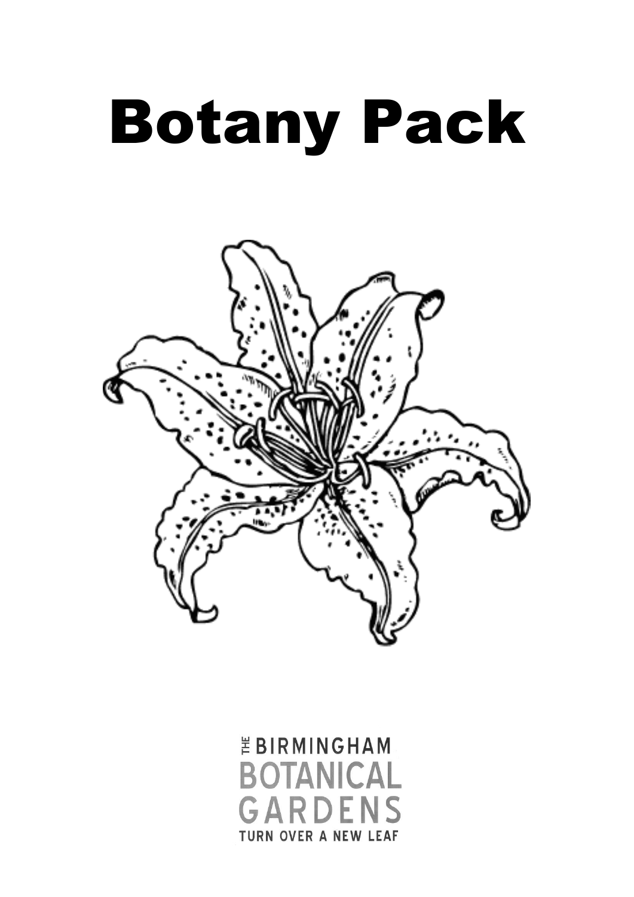# Botany Pack

THE BIRMINGHAM
BOTANICAL
GARDENS
TURN OVER A NEW LEAF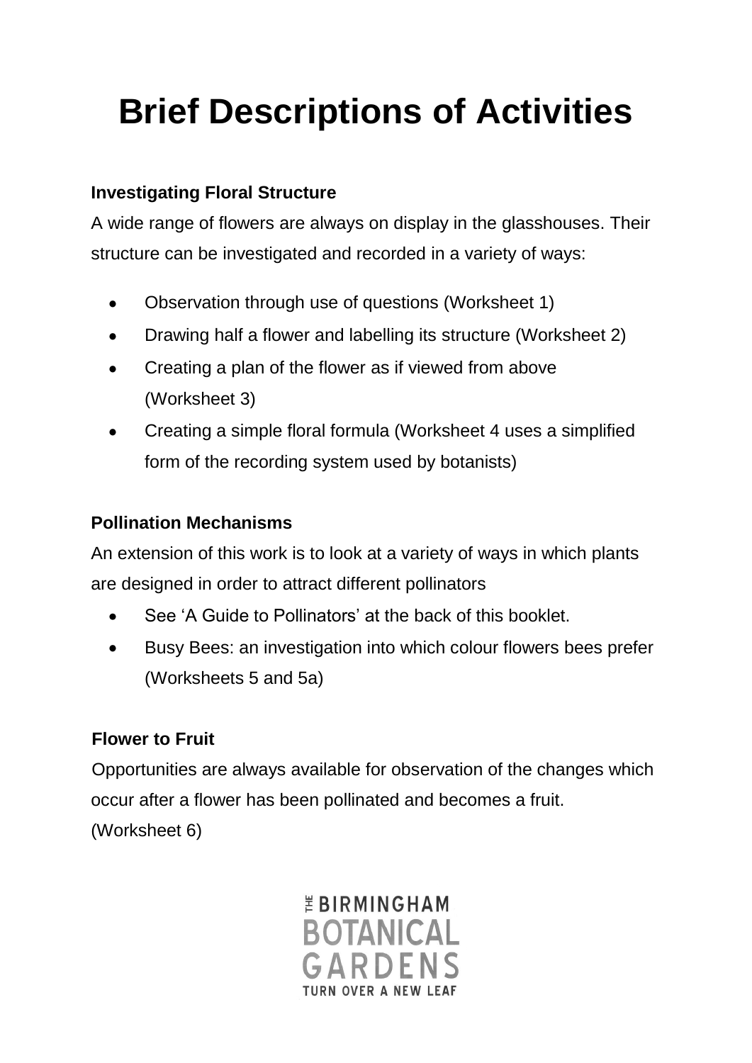# Brief Descriptions of Activities

**Investigating Floral Structure**

A wide range of flowers are always on display in the glasshouses. Their structure can be investigated and recorded in a variety of ways:

- Observation through use of questions (Worksheet 1)
- Drawing half a flower and labelling its structure (Worksheet 2)
- Creating a plan of the flower as if viewed from above (Worksheet 3)
- Creating a simple floral formula (Worksheet 4 uses a simplified form of the recording system used by botanists)

**Pollination Mechanisms**

An extension of this work is to look at a variety of ways in which plants are designed in order to attract different pollinators

- See 'A Guide to Pollinators' at the back of this booklet.
- Busy Bees: an investigation into which colour flowers bees prefer (Worksheets 5 and 5a)

**Flower to Fruit**

Opportunities are always available for observation of the changes which occur after a flower has been pollinated and becomes a fruit. (Worksheet 6)

THE BIRMINGHAM BOTANICAL GARDENS
TURN OVER A NEW LEAF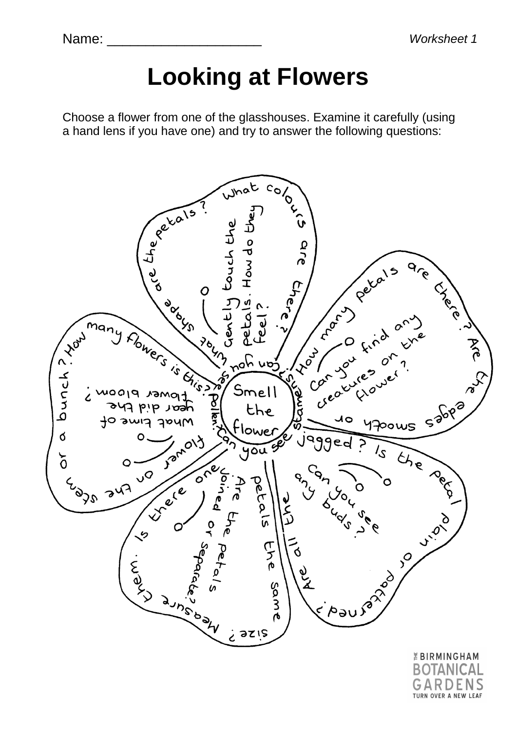Name: ____________________ *Worksheet 1*

# Looking at Flowers

Choose a flower from one of the glasshouses. Examine it carefully (using a hand lens if you have one) and try to answer the following questions:

- What shape are the petals?
- What colours are there?
- Gently touch the petals. How do they feel?
- How many petals are there? Are the edges smooth or jagged? Is the petal plain or patterned?
- Can you find any creatures on the flower?
- Can you see any buds?
- Are all the petals the same size? Measure them.
- Are the petals joined or separate?
- Is there one flower on the stem or a bunch? How many flowers is this?
- What time of year did the flower bloom?
- Can you see pollen?
- Can you see stamens?
- Smell the flower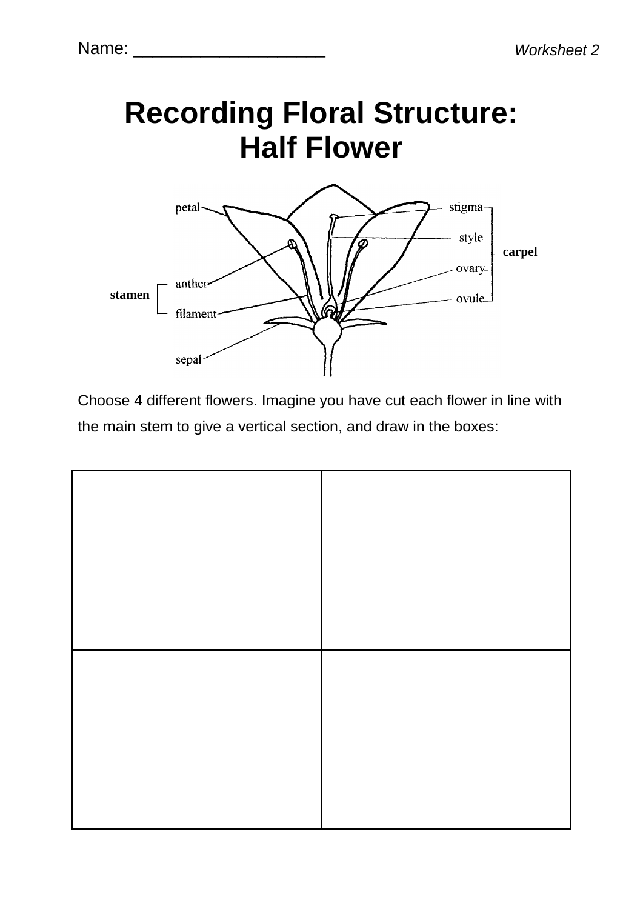Name: ____________________

*Worksheet 2*

# Recording Floral Structure: Half Flower

petal

stigma

style

carpel

ovary

anther

stamen

ovule

filament

sepal

Choose 4 different flowers. Imagine you have cut each flower in line with the main stem to give a vertical section, and draw in the boxes:

| | |
|---|---|
| | |
| | |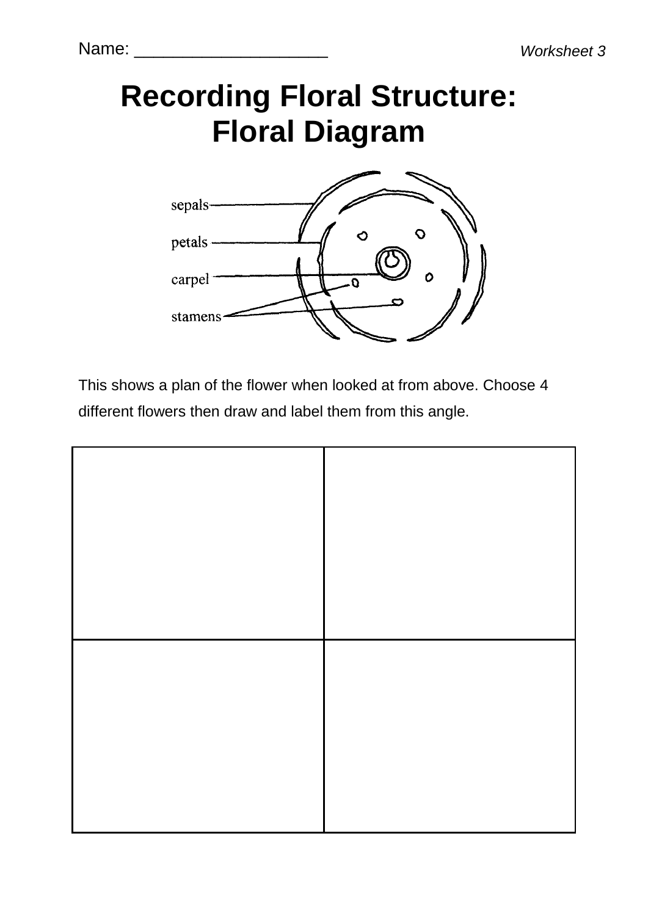Name: ____________________

*Worksheet 3*

# Recording Floral Structure: Floral Diagram

sepals

petals

carpel

stamens

This shows a plan of the flower when looked at from above. Choose 4 different flowers then draw and label them from this angle.

| | |
|---|---|
| | |
| | |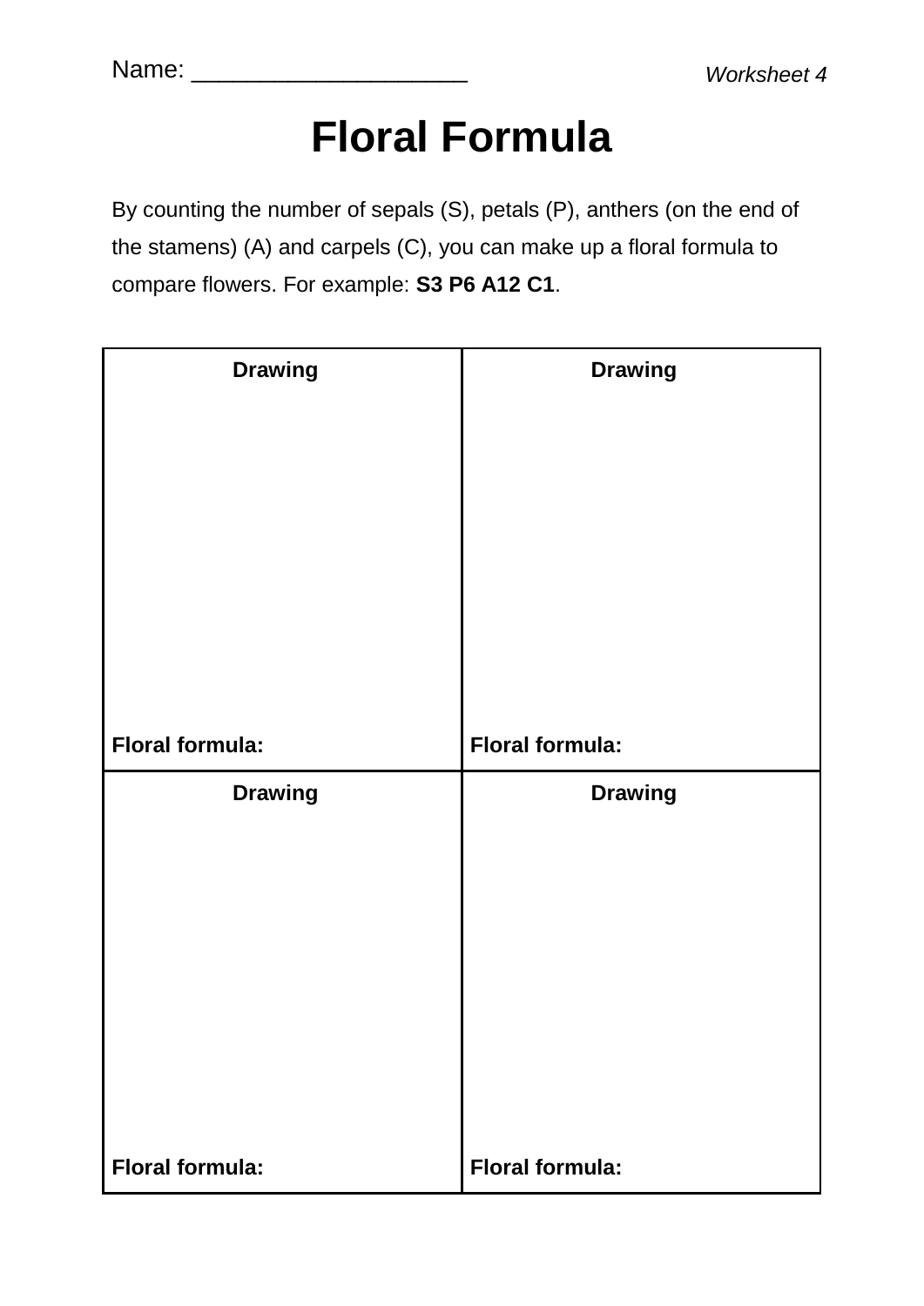Name: ____________________

*Worksheet 4*

# Floral Formula

By counting the number of sepals (S), petals (P), anthers (on the end of the stamens) (A) and carpels (C), you can make up a floral formula to compare flowers. For example: **S3 P6 A12 C1**.

| **Drawing** | **Drawing** |
|---|---|
| <br><br><br><br><br>**Floral formula:** | <br><br><br><br><br>**Floral formula:** |
| **Drawing** | **Drawing** |
| <br><br><br><br><br>**Floral formula:** | <br><br><br><br><br>**Floral formula:** |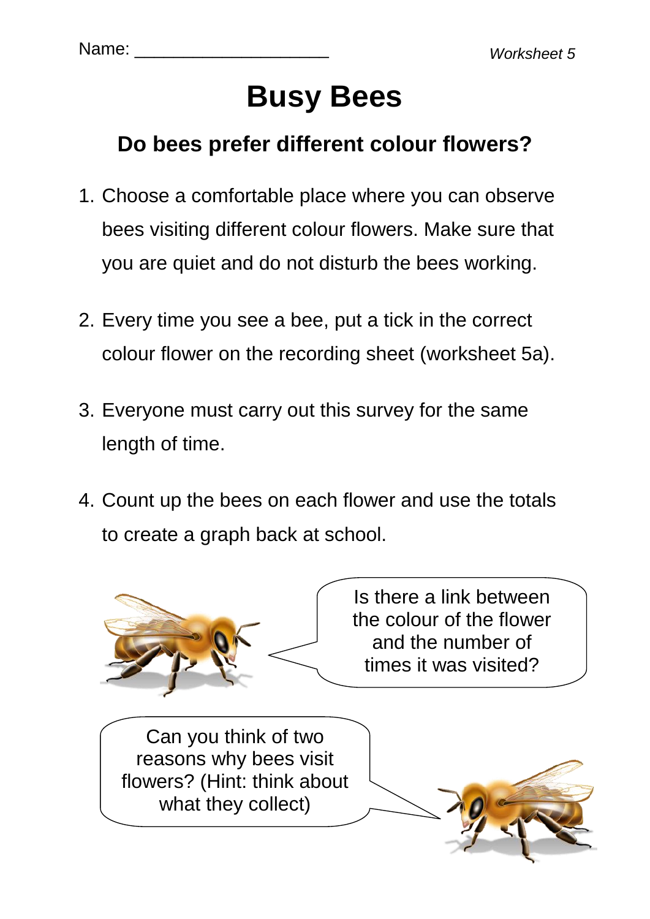Name: ___________________

*Worksheet 5*

# Busy Bees

## Do bees prefer different colour flowers?

1. Choose a comfortable place where you can observe bees visiting different colour flowers. Make sure that you are quiet and do not disturb the bees working.

2. Every time you see a bee, put a tick in the correct colour flower on the recording sheet (worksheet 5a).

3. Everyone must carry out this survey for the same length of time.

4. Count up the bees on each flower and use the totals to create a graph back at school.

Is there a link between the colour of the flower and the number of times it was visited?

Can you think of two reasons why bees visit flowers? (Hint: think about what they collect)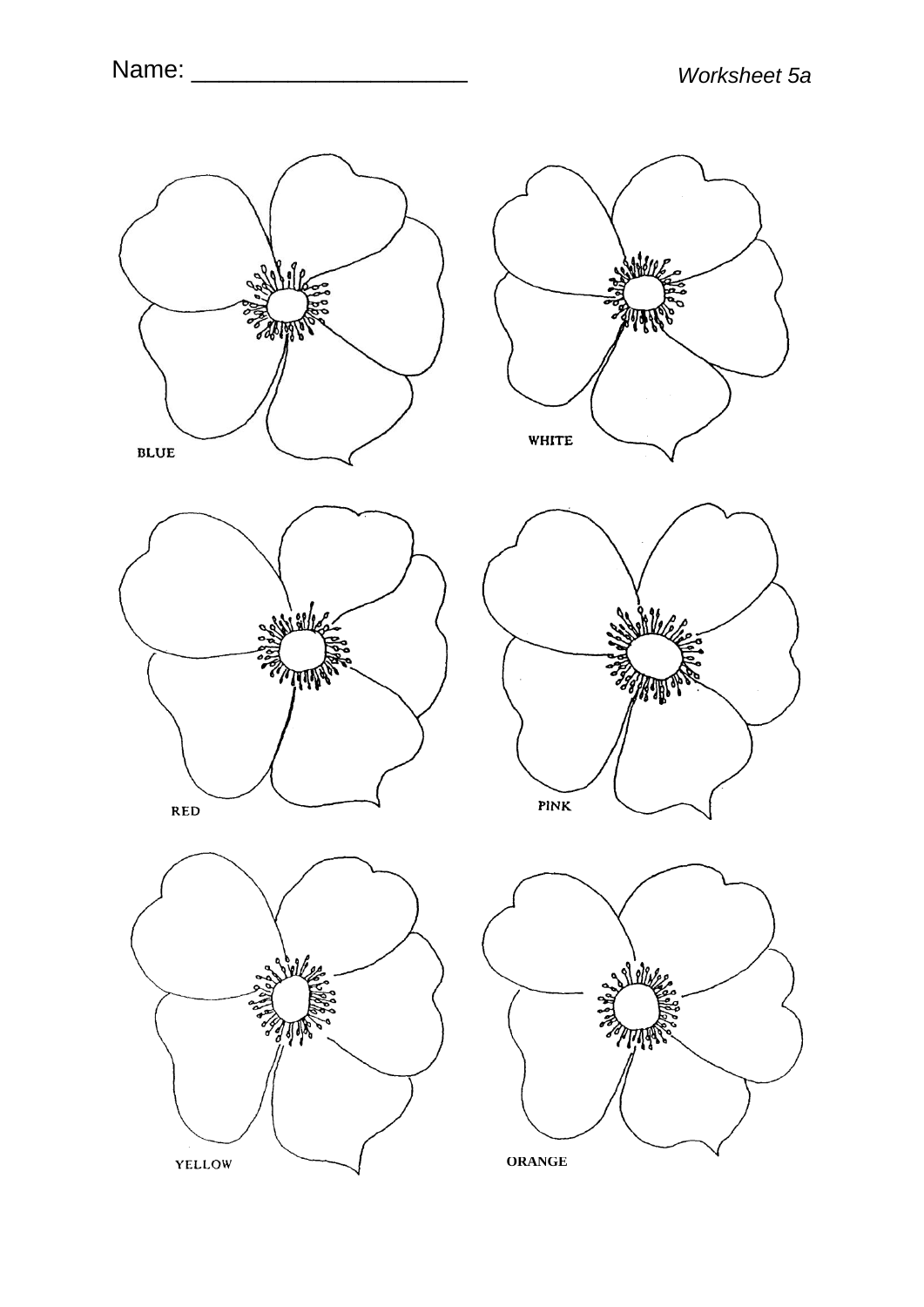Name: ____________________

*Worksheet 5a*

BLUE

WHITE

RED

PINK

YELLOW

ORANGE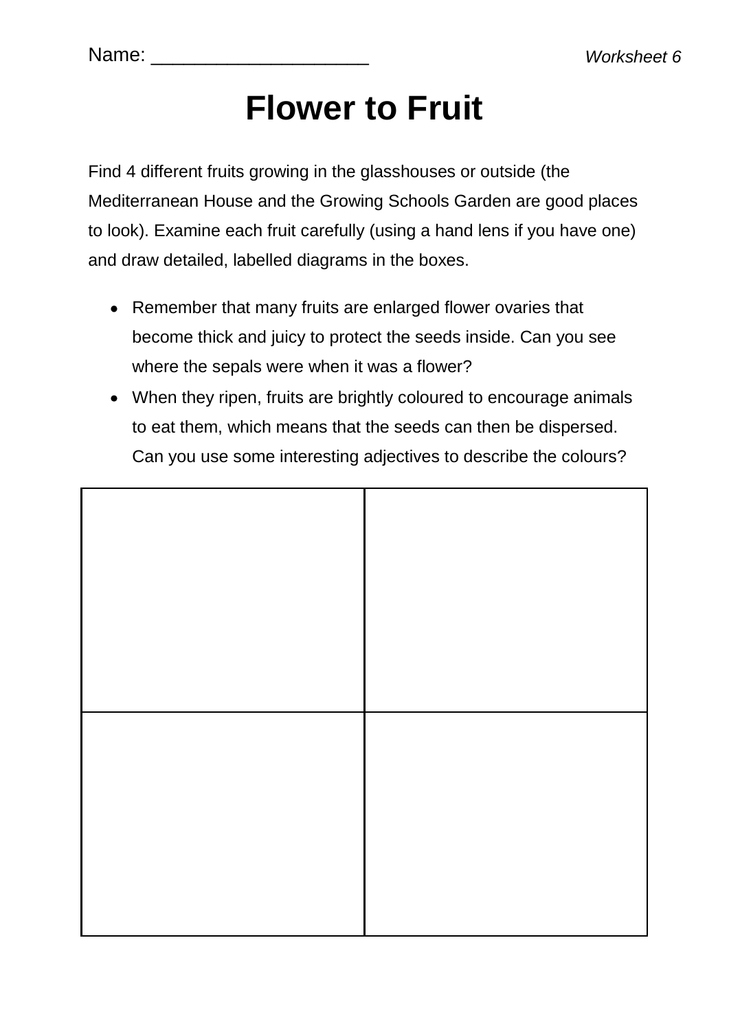Name: ____________________ *Worksheet 6*

# Flower to Fruit

Find 4 different fruits growing in the glasshouses or outside (the Mediterranean House and the Growing Schools Garden are good places to look). Examine each fruit carefully (using a hand lens if you have one) and draw detailed, labelled diagrams in the boxes.

- Remember that many fruits are enlarged flower ovaries that become thick and juicy to protect the seeds inside. Can you see where the sepals were when it was a flower?
- When they ripen, fruits are brightly coloured to encourage animals to eat them, which means that the seeds can then be dispersed. Can you use some interesting adjectives to describe the colours?

| | |
|---|---|
| | |
| | |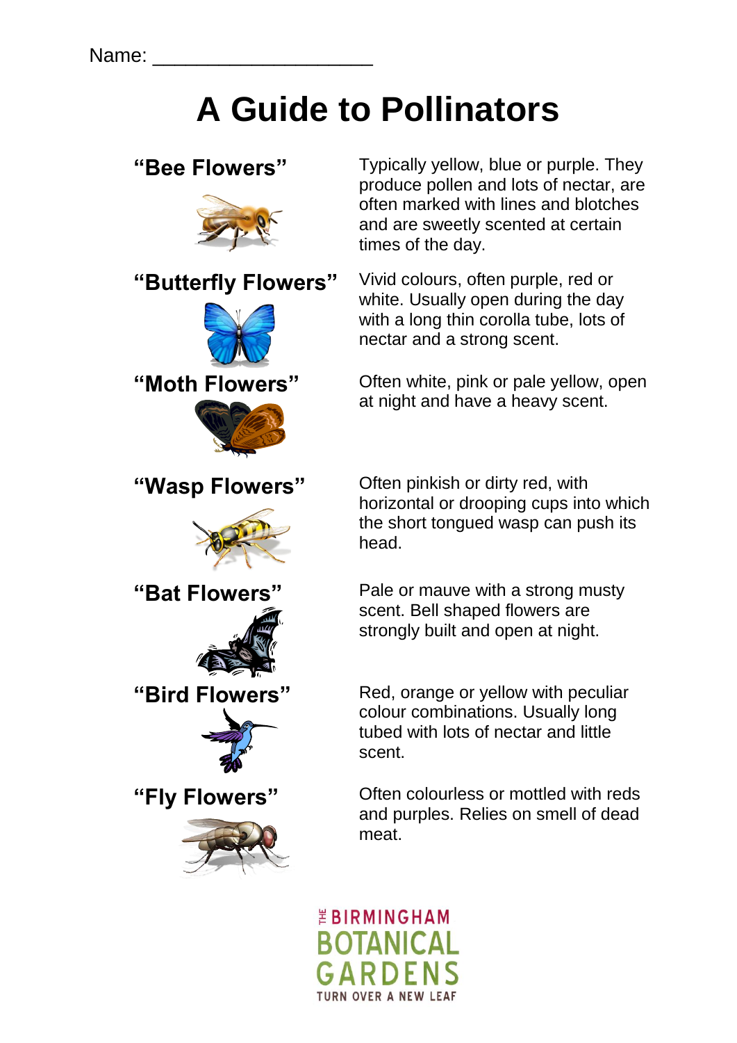Name: ____________________

# A Guide to Pollinators

**"Bee Flowers"**

Typically yellow, blue or purple. They produce pollen and lots of nectar, are often marked with lines and blotches and are sweetly scented at certain times of the day.

**"Butterfly Flowers"**

Vivid colours, often purple, red or white. Usually open during the day with a long thin corolla tube, lots of nectar and a strong scent.

**"Moth Flowers"**

Often white, pink or pale yellow, open at night and have a heavy scent.

**"Wasp Flowers"**

Often pinkish or dirty red, with horizontal or drooping cups into which the short tongued wasp can push its head.

**"Bat Flowers"**

Pale or mauve with a strong musty scent. Bell shaped flowers are strongly built and open at night.

**"Bird Flowers"**

Red, orange or yellow with peculiar colour combinations. Usually long tubed with lots of nectar and little scent.

**"Fly Flowers"**

Often colourless or mottled with reds and purples. Relies on smell of dead meat.

THE BIRMINGHAM BOTANICAL GARDENS
TURN OVER A NEW LEAF